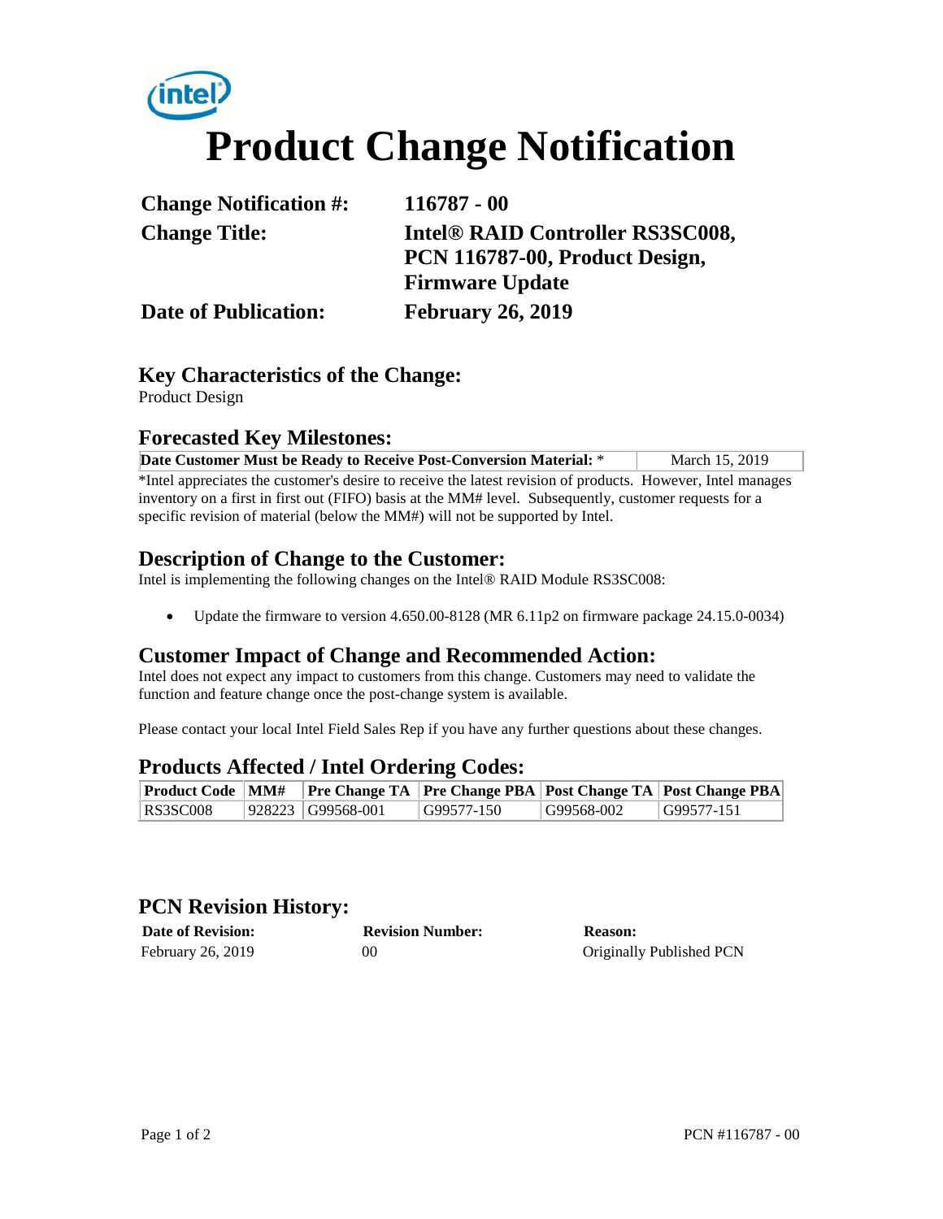# Product Change Notification

| | |
|---|---|
| **Change Notification #:** | **116787 - 00** |
| **Change Title:** | **Intel® RAID Controller RS3SC008, PCN 116787-00, Product Design, Firmware Update** |
| **Date of Publication:** | **February 26, 2019** |

## Key Characteristics of the Change:

Product Design

## Forecasted Key Milestones:

| **Date Customer Must be Ready to Receive Post-Conversion Material:** * | March 15, 2019 |
|---|---|

*Intel appreciates the customer's desire to receive the latest revision of products. However, Intel manages inventory on a first in first out (FIFO) basis at the MM# level. Subsequently, customer requests for a specific revision of material (below the MM#) will not be supported by Intel.

## Description of Change to the Customer:

Intel is implementing the following changes on the Intel® RAID Module RS3SC008:

- Update the firmware to version 4.650.00-8128 (MR 6.11p2 on firmware package 24.15.0-0034)

## Customer Impact of Change and Recommended Action:

Intel does not expect any impact to customers from this change. Customers may need to validate the function and feature change once the post-change system is available.

Please contact your local Intel Field Sales Rep if you have any further questions about these changes.

## Products Affected / Intel Ordering Codes:

| Product Code | MM# | Pre Change TA | Pre Change PBA | Post Change TA | Post Change PBA |
|---|---|---|---|---|---|
| RS3SC008 | 928223 | G99568-001 | G99577-150 | G99568-002 | G99577-151 |

## PCN Revision History:

| Date of Revision: | Revision Number: | Reason: |
|---|---|---|
| February 26, 2019 | 00 | Originally Published PCN |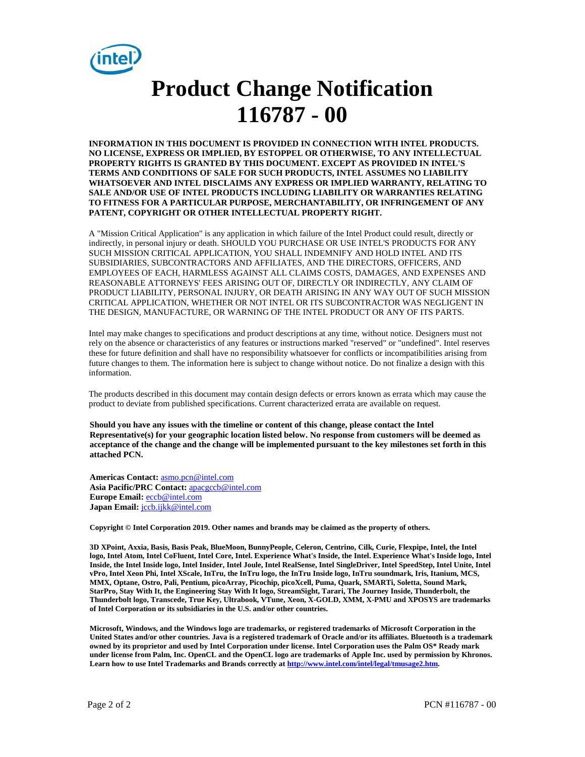# Product Change Notification 116787 - 00

**INFORMATION IN THIS DOCUMENT IS PROVIDED IN CONNECTION WITH INTEL PRODUCTS. NO LICENSE, EXPRESS OR IMPLIED, BY ESTOPPEL OR OTHERWISE, TO ANY INTELLECTUAL PROPERTY RIGHTS IS GRANTED BY THIS DOCUMENT. EXCEPT AS PROVIDED IN INTEL'S TERMS AND CONDITIONS OF SALE FOR SUCH PRODUCTS, INTEL ASSUMES NO LIABILITY WHATSOEVER AND INTEL DISCLAIMS ANY EXPRESS OR IMPLIED WARRANTY, RELATING TO SALE AND/OR USE OF INTEL PRODUCTS INCLUDING LIABILITY OR WARRANTIES RELATING TO FITNESS FOR A PARTICULAR PURPOSE, MERCHANTABILITY, OR INFRINGEMENT OF ANY PATENT, COPYRIGHT OR OTHER INTELLECTUAL PROPERTY RIGHT.**

A "Mission Critical Application" is any application in which failure of the Intel Product could result, directly or indirectly, in personal injury or death. SHOULD YOU PURCHASE OR USE INTEL'S PRODUCTS FOR ANY SUCH MISSION CRITICAL APPLICATION, YOU SHALL INDEMNIFY AND HOLD INTEL AND ITS SUBSIDIARIES, SUBCONTRACTORS AND AFFILIATES, AND THE DIRECTORS, OFFICERS, AND EMPLOYEES OF EACH, HARMLESS AGAINST ALL CLAIMS COSTS, DAMAGES, AND EXPENSES AND REASONABLE ATTORNEYS' FEES ARISING OUT OF, DIRECTLY OR INDIRECTLY, ANY CLAIM OF PRODUCT LIABILITY, PERSONAL INJURY, OR DEATH ARISING IN ANY WAY OUT OF SUCH MISSION CRITICAL APPLICATION, WHETHER OR NOT INTEL OR ITS SUBCONTRACTOR WAS NEGLIGENT IN THE DESIGN, MANUFACTURE, OR WARNING OF THE INTEL PRODUCT OR ANY OF ITS PARTS.

Intel may make changes to specifications and product descriptions at any time, without notice. Designers must not rely on the absence or characteristics of any features or instructions marked "reserved" or "undefined". Intel reserves these for future definition and shall have no responsibility whatsoever for conflicts or incompatibilities arising from future changes to them. The information here is subject to change without notice. Do not finalize a design with this information.

The products described in this document may contain design defects or errors known as errata which may cause the product to deviate from published specifications. Current characterized errata are available on request.

**Should you have any issues with the timeline or content of this change, please contact the Intel Representative(s) for your geographic location listed below. No response from customers will be deemed as acceptance of the change and the change will be implemented pursuant to the key milestones set forth in this attached PCN.**

**Americas Contact:** asmo.pcn@intel.com
**Asia Pacific/PRC Contact:** apacgccb@intel.com
**Europe Email:** eccb@intel.com
**Japan Email:** jccb.ijkk@intel.com

**Copyright © Intel Corporation 2019. Other names and brands may be claimed as the property of others.**

**3D XPoint, Axxia, Basis, Basis Peak, BlueMoon, BunnyPeople, Celeron, Centrino, Cilk, Curie, Flexpipe, Intel, the Intel logo, Intel Atom, Intel CoFluent, Intel Core, Intel. Experience What's Inside, the Intel. Experience What's Inside logo, Intel Inside, the Intel Inside logo, Intel Insider, Intel Joule, Intel RealSense, Intel SingleDriver, Intel SpeedStep, Intel Unite, Intel vPro, Intel Xeon Phi, Intel XScale, InTru, the InTru logo, the InTru Inside logo, InTru soundmark, Iris, Itanium, MCS, MMX, Optane, Ostro, Pali, Pentium, picoArray, Picochip, picoXcell, Puma, Quark, SMARTi, Soletta, Sound Mark, StarPro, Stay With It, the Engineering Stay With It logo, StreamSight, Tarari, The Journey Inside, Thunderbolt, the Thunderbolt logo, Transcede, True Key, Ultrabook, VTune, Xeon, X-GOLD, XMM, X-PMU and XPOSYS are trademarks of Intel Corporation or its subsidiaries in the U.S. and/or other countries.**

**Microsoft, Windows, and the Windows logo are trademarks, or registered trademarks of Microsoft Corporation in the United States and/or other countries. Java is a registered trademark of Oracle and/or its affiliates. Bluetooth is a trademark owned by its proprietor and used by Intel Corporation under license. Intel Corporation uses the Palm OS* Ready mark under license from Palm, Inc. OpenCL and the OpenCL logo are trademarks of Apple Inc. used by permission by Khronos. Learn how to use Intel Trademarks and Brands correctly at http://www.intel.com/intel/legal/tmusage2.htm.**